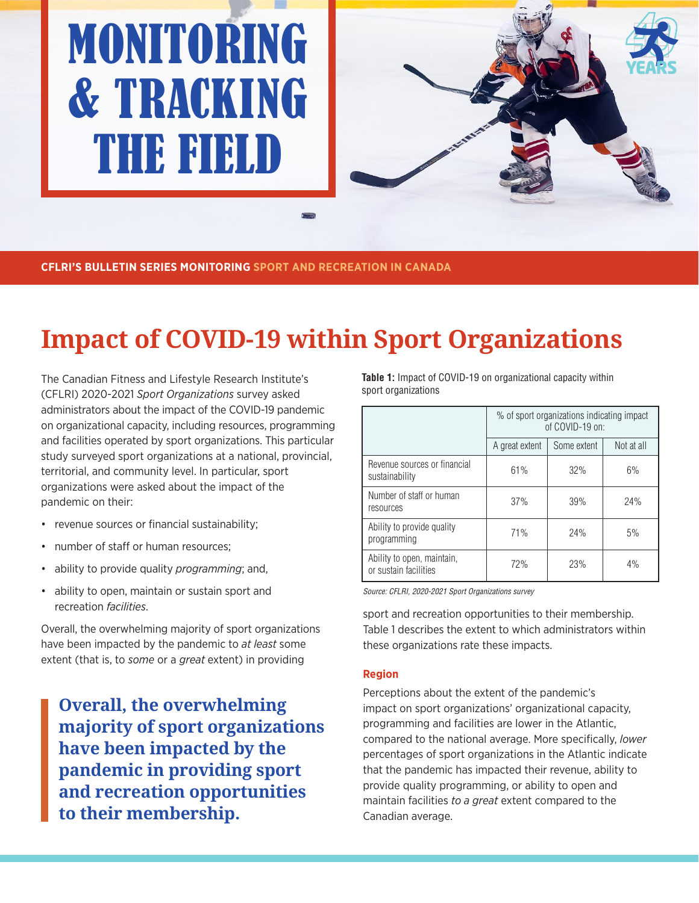# MONITORING & TRACKING THE FIELD

CFLRI'S BULLETIN SERIES MONITORING SPORT AND RECREATION IN CANADA

## Impact of COVID-19 within Sport Organizations

The Canadian Fitness and Lifestyle Research Institute's (CFLRI) 2020-2021 *Sport Organizations* survey asked administrators about the impact of the COVID-19 pandemic on organizational capacity, including resources, programming and facilities operated by sport organizations. This particular study surveyed sport organizations at a national, provincial, territorial, and community level. In particular, sport organizations were asked about the impact of the pandemic on their:

- revenue sources or financial sustainability;
- number of staff or human resources;
- ability to provide quality *programming*; and,
- ability to open, maintain or sustain sport and recreation *facilities*.

Overall, the overwhelming majority of sport organizations have been impacted by the pandemic to *at least* some extent (that is, to *some* or a *great* extent) in providing sport and recreation opportunities to their membership. Table 1 describes the extent to which administrators within these organizations rate these impacts.

> **Overall, the overwhelming majority of sport organizations have been impacted by the pandemic in providing sport and recreation opportunities to their membership.**

**Table 1:** Impact of COVID-19 on organizational capacity within sport organizations

| | % of sport organizations indicating impact of COVID-19 on: | | |
|---|---|---|---|
| | A great extent | Some extent | Not at all |
| Revenue sources or financial sustainability | 61% | 32% | 6% |
| Number of staff or human resources | 37% | 39% | 24% |
| Ability to provide quality programming | 71% | 24% | 5% |
| Ability to open, maintain, or sustain facilities | 72% | 23% | 4% |

*Source: CFLRI, 2020-2021 Sport Organizations survey*

### Region

Perceptions about the extent of the pandemic's impact on sport organizations' organizational capacity, programming and facilities are lower in the Atlantic, compared to the national average. More specifically, *lower* percentages of sport organizations in the Atlantic indicate that the pandemic has impacted their revenue, ability to provide quality programming, or ability to open and maintain facilities *to a great* extent compared to the Canadian average.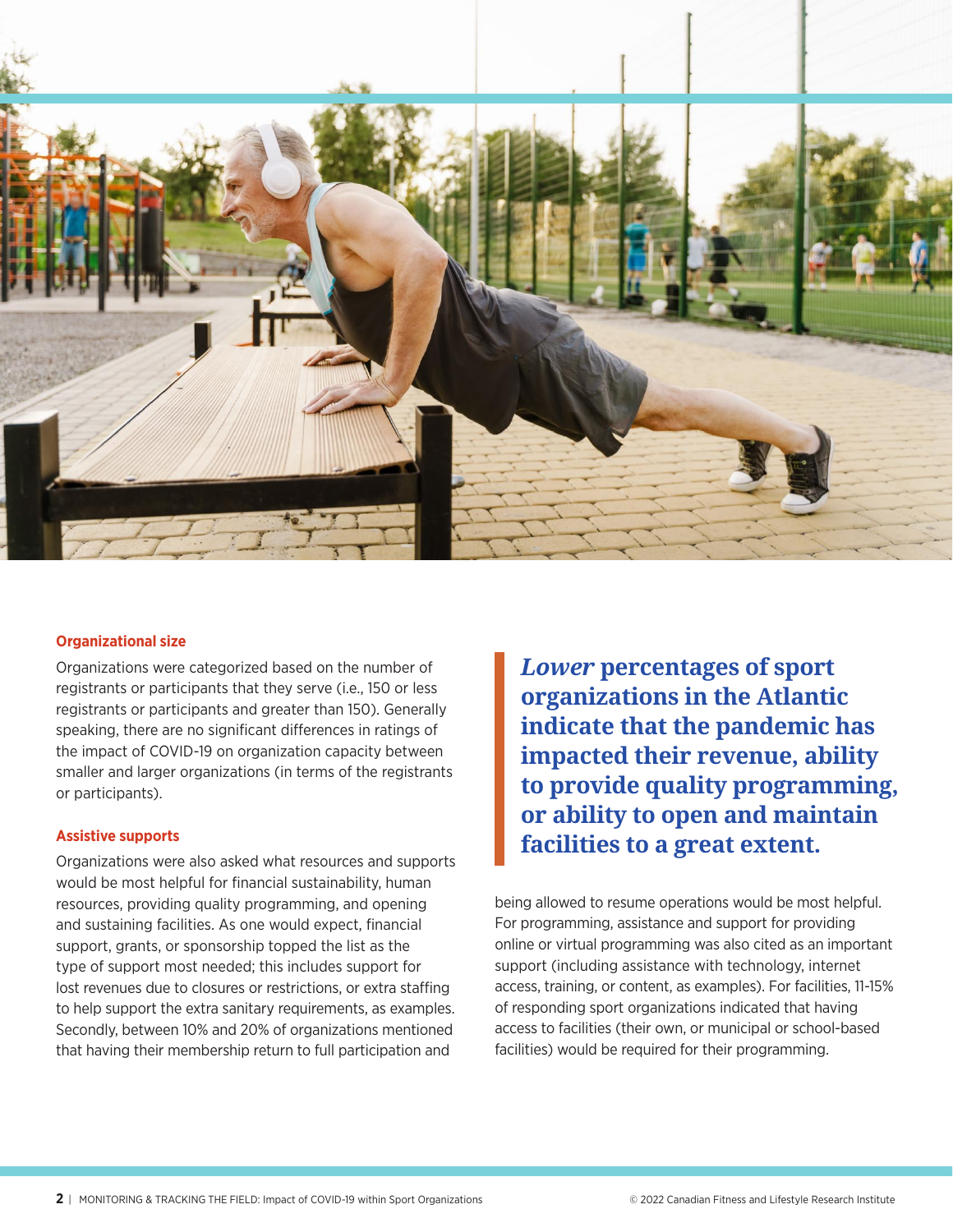### Organizational size

Organizations were categorized based on the number of registrants or participants that they serve (i.e., 150 or less registrants or participants and greater than 150). Generally speaking, there are no significant differences in ratings of the impact of COVID-19 on organization capacity between smaller and larger organizations (in terms of the registrants or participants).

### Assistive supports

Organizations were also asked what resources and supports would be most helpful for financial sustainability, human resources, providing quality programming, and opening and sustaining facilities. As one would expect, financial support, grants, or sponsorship topped the list as the type of support most needed; this includes support for lost revenues due to closures or restrictions, or extra staffing to help support the extra sanitary requirements, as examples. Secondly, between 10% and 20% of organizations mentioned that having their membership return to full participation and being allowed to resume operations would be most helpful. For programming, assistance and support for providing online or virtual programming was also cited as an important support (including assistance with technology, internet access, training, or content, as examples). For facilities, 11-15% of responding sport organizations indicated that having access to facilities (their own, or municipal or school-based facilities) would be required for their programming.

> ***Lower*** **percentages of sport organizations in the Atlantic indicate that the pandemic has impacted their revenue, ability to provide quality programming, or ability to open and maintain facilities to a great extent.**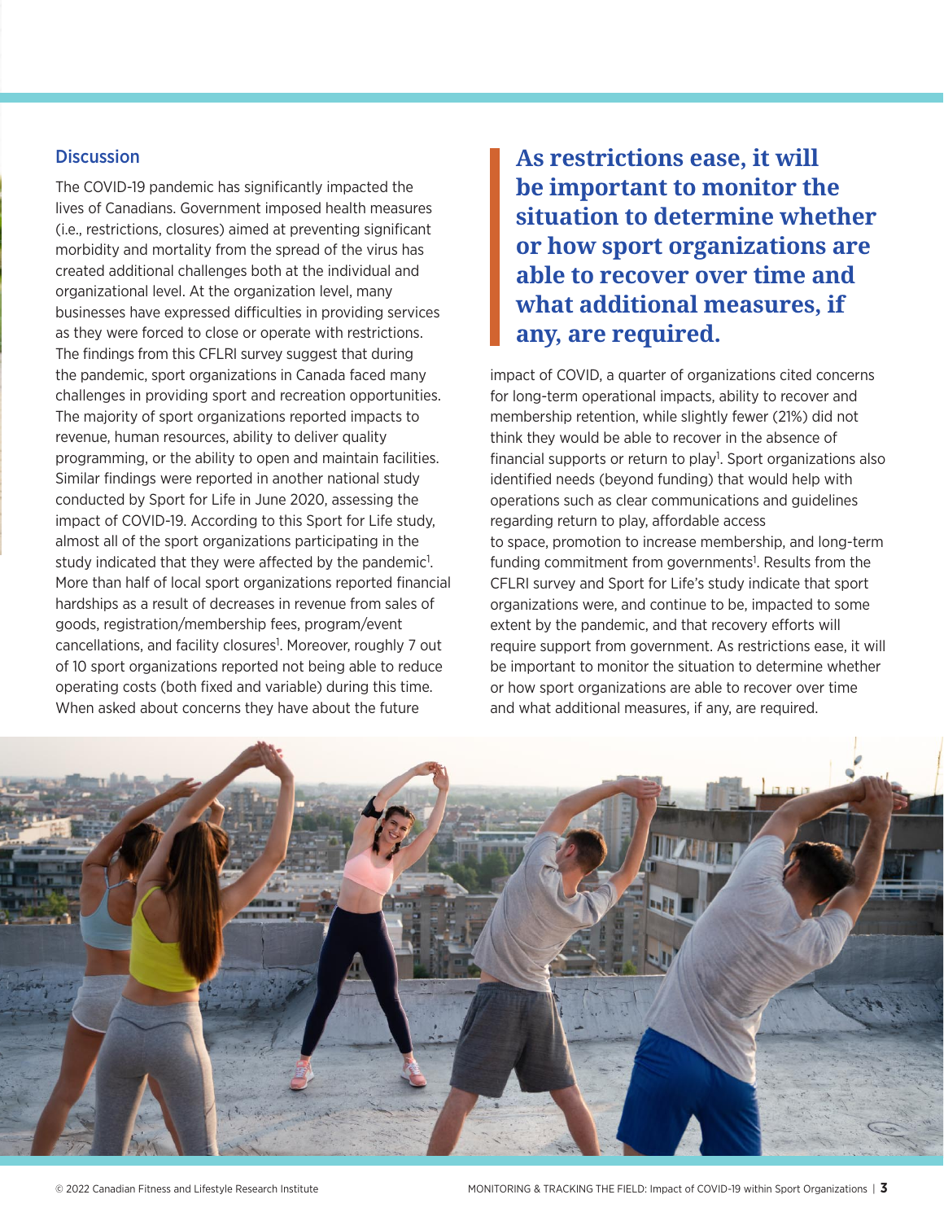## Discussion

The COVID-19 pandemic has significantly impacted the lives of Canadians. Government imposed health measures (i.e., restrictions, closures) aimed at preventing significant morbidity and mortality from the spread of the virus has created additional challenges both at the individual and organizational level. At the organization level, many businesses have expressed difficulties in providing services as they were forced to close or operate with restrictions. The findings from this CFLRI survey suggest that during the pandemic, sport organizations in Canada faced many challenges in providing sport and recreation opportunities. The majority of sport organizations reported impacts to revenue, human resources, ability to deliver quality programming, or the ability to open and maintain facilities. Similar findings were reported in another national study conducted by Sport for Life in June 2020, assessing the impact of COVID-19. According to this Sport for Life study, almost all of the sport organizations participating in the study indicated that they were affected by the pandemic[1]. More than half of local sport organizations reported financial hardships as a result of decreases in revenue from sales of goods, registration/membership fees, program/event cancellations, and facility closures[1]. Moreover, roughly 7 out of 10 sport organizations reported not being able to reduce operating costs (both fixed and variable) during this time. When asked about concerns they have about the future impact of COVID, a quarter of organizations cited concerns for long-term operational impacts, ability to recover and membership retention, while slightly fewer (21%) did not think they would be able to recover in the absence of financial supports or return to play[1]. Sport organizations also identified needs (beyond funding) that would help with operations such as clear communications and guidelines regarding return to play, affordable access to space, promotion to increase membership, and long-term funding commitment from governments[1]. Results from the CFLRI survey and Sport for Life's study indicate that sport organizations were, and continue to be, impacted to some extent by the pandemic, and that recovery efforts will require support from government. As restrictions ease, it will be important to monitor the situation to determine whether or how sport organizations are able to recover over time and what additional measures, if any, are required.

> **As restrictions ease, it will be important to monitor the situation to determine whether or how sport organizations are able to recover over time and what additional measures, if any, are required.**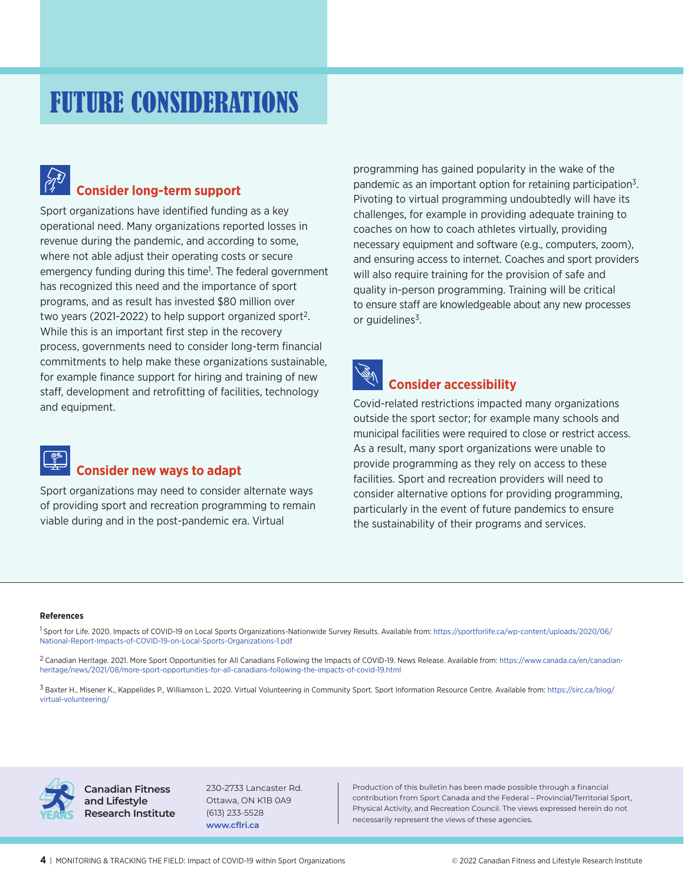# FUTURE CONSIDERATIONS

### Consider long-term support

Sport organizations have identified funding as a key operational need. Many organizations reported losses in revenue during the pandemic, and according to some, where not able adjust their operating costs or secure emergency funding during this time[1]. The federal government has recognized this need and the importance of sport programs, and as result has invested $80 million over two years (2021-2022) to help support organized sport[2]. While this is an important first step in the recovery process, governments need to consider long-term financial commitments to help make these organizations sustainable, for example finance support for hiring and training of new staff, development and retrofitting of facilities, technology and equipment.

### Consider new ways to adapt

Sport organizations may need to consider alternate ways of providing sport and recreation programming to remain viable during and in the post-pandemic era. Virtual programming has gained popularity in the wake of the pandemic as an important option for retaining participation[3]. Pivoting to virtual programming undoubtedly will have its challenges, for example in providing adequate training to coaches on how to coach athletes virtually, providing necessary equipment and software (e.g., computers, zoom), and ensuring access to internet. Coaches and sport providers will also require training for the provision of safe and quality in-person programming. Training will be critical to ensure staff are knowledgeable about any new processes or guidelines[3].

### Consider accessibility

Covid-related restrictions impacted many organizations outside the sport sector; for example many schools and municipal facilities were required to close or restrict access. As a result, many sport organizations were unable to provide programming as they rely on access to these facilities. Sport and recreation providers will need to consider alternative options for providing programming, particularly in the event of future pandemics to ensure the sustainability of their programs and services.

**References**

[1] Sport for Life. 2020. Impacts of COVID-19 on Local Sports Organizations-Nationwide Survey Results. Available from: https://sportforlife.ca/wp-content/uploads/2020/06/National-Report-Impacts-of-COVID-19-on-Local-Sports-Organizations-1.pdf

[2] Canadian Heritage. 2021. More Sport Opportunities for All Canadians Following the Impacts of COVID-19. News Release. Available from: https://www.canada.ca/en/canadian-heritage/news/2021/08/more-sport-opportunities-for-all-canadians-following-the-impacts-of-covid-19.html

[3] Baxter H., Misener K., Kappelides P., Williamson L. 2020. Virtual Volunteering in Community Sport. Sport Information Resource Centre. Available from: https://sirc.ca/blog/virtual-volunteering/

**Canadian Fitness and Lifestyle Research Institute**

230-2733 Lancaster Rd.
Ottawa, ON K1B 0A9
(613) 233-5528
**www.cflri.ca**

Production of this bulletin has been made possible through a financial contribution from Sport Canada and the Federal – Provincial/Territorial Sport, Physical Activity, and Recreation Council. The views expressed herein do not necessarily represent the views of these agencies.